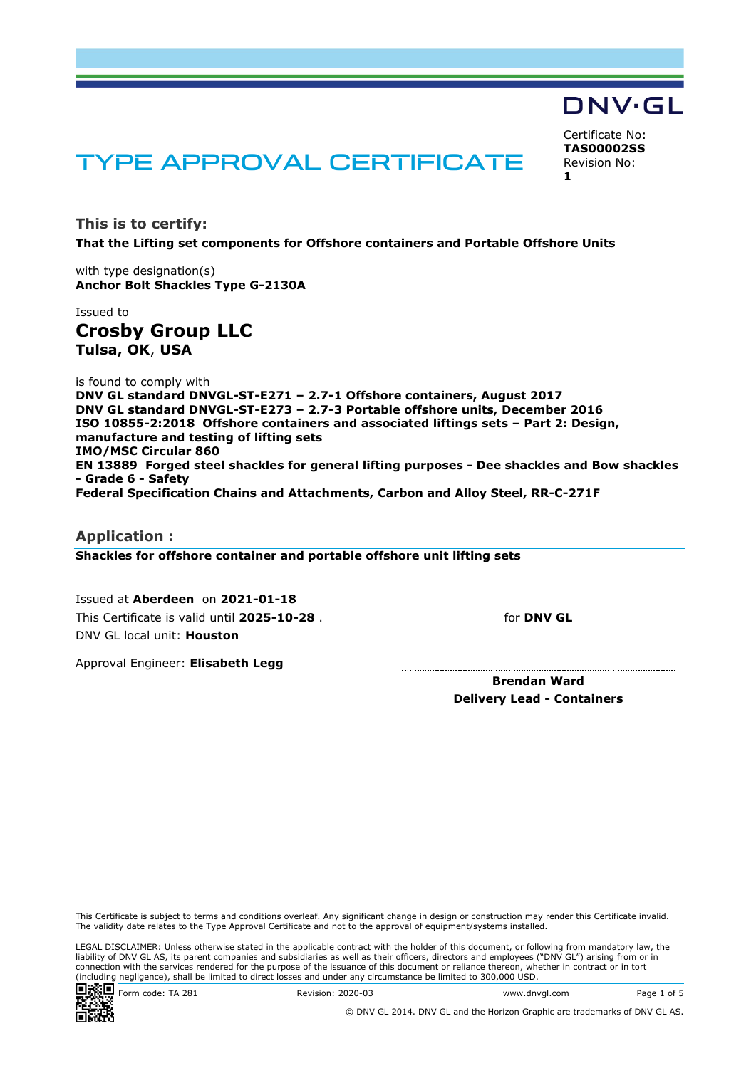DNV·GL

# TYPE APPROVAL CERTIFICATE

Certificate No:
**TAS00002SS**
Revision No:
**1**

## This is to certify:

**That the Lifting set components for Offshore containers and Portable Offshore Units**

with type designation(s)
**Anchor Bolt Shackles Type G-2130A**

Issued to
## Crosby Group LLC
**Tulsa, OK, USA**

is found to comply with
**DNV GL standard DNVGL-ST-E271 – 2.7-1 Offshore containers, August 2017**
**DNV GL standard DNVGL-ST-E273 – 2.7-3 Portable offshore units, December 2016**
**ISO 10855-2:2018 Offshore containers and associated liftings sets – Part 2: Design, manufacture and testing of lifting sets**
**IMO/MSC Circular 860**
**EN 13889 Forged steel shackles for general lifting purposes - Dee shackles and Bow shackles - Grade 6 - Safety**
**Federal Specification Chains and Attachments, Carbon and Alloy Steel, RR-C-271F**

## Application :

**Shackles for offshore container and portable offshore unit lifting sets**

Issued at **Aberdeen** on **2021-01-18**
This Certificate is valid until **2025-10-28** .
DNV GL local unit: **Houston**

Approval Engineer: **Elisabeth Legg**

for **DNV GL**

**Brendan Ward**
**Delivery Lead - Containers**

This Certificate is subject to terms and conditions overleaf. Any significant change in design or construction may render this Certificate invalid. The validity date relates to the Type Approval Certificate and not to the approval of equipment/systems installed.

LEGAL DISCLAIMER: Unless otherwise stated in the applicable contract with the holder of this document, or following from mandatory law, the liability of DNV GL AS, its parent companies and subsidiaries as well as their officers, directors and employees ("DNV GL") arising from or in connection with the services rendered for the purpose of the issuance of this document or reliance thereon, whether in contract or in tort (including negligence), shall be limited to direct losses and under any circumstance be limited to 300,000 USD.

Form code: TA 281 Revision: 2020-03 www.dnvgl.com

© DNV GL 2014. DNV GL and the Horizon Graphic are trademarks of DNV GL AS.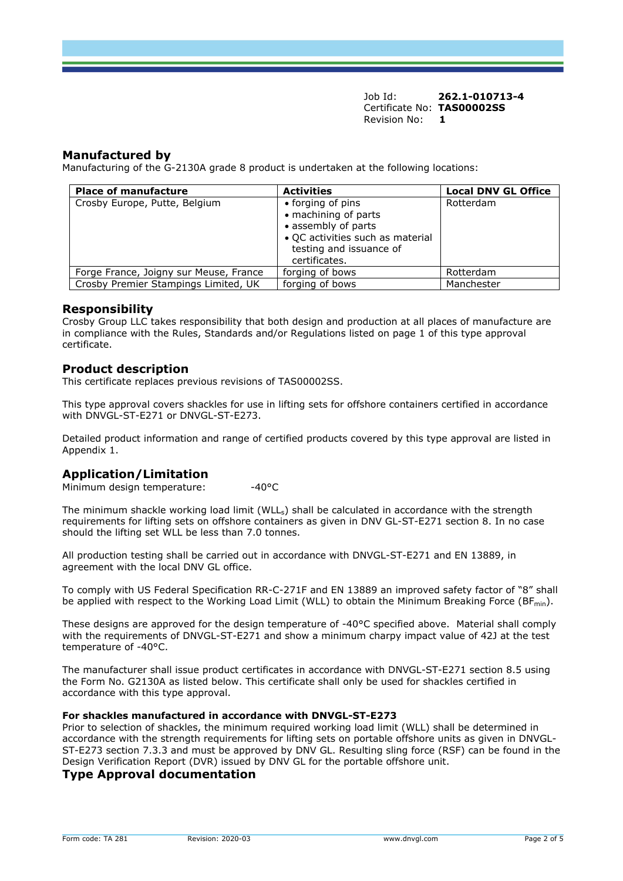Job Id: **262.1-010713-4**
Certificate No: **TAS00002SS**
Revision No: **1**

## Manufactured by

Manufacturing of the G-2130A grade 8 product is undertaken at the following locations:

| Place of manufacture | Activities | Local DNV GL Office |
|---|---|---|
| Crosby Europe, Putte, Belgium | • forging of pins<br>• machining of parts<br>• assembly of parts<br>• QC activities such as material testing and issuance of certificates. | Rotterdam |
| Forge France, Joigny sur Meuse, France | forging of bows | Rotterdam |
| Crosby Premier Stampings Limited, UK | forging of bows | Manchester |

## Responsibility

Crosby Group LLC takes responsibility that both design and production at all places of manufacture are in compliance with the Rules, Standards and/or Regulations listed on page 1 of this type approval certificate.

## Product description

This certificate replaces previous revisions of TAS00002SS.

This type approval covers shackles for use in lifting sets for offshore containers certified in accordance with DNVGL-ST-E271 or DNVGL-ST-E273.

Detailed product information and range of certified products covered by this type approval are listed in Appendix 1.

## Application/Limitation

Minimum design temperature: -40°C

The minimum shackle working load limit ($WLL_s$) shall be calculated in accordance with the strength requirements for lifting sets on offshore containers as given in DNV GL-ST-E271 section 8. In no case should the lifting set WLL be less than 7.0 tonnes.

All production testing shall be carried out in accordance with DNVGL-ST-E271 and EN 13889, in agreement with the local DNV GL office.

To comply with US Federal Specification RR-C-271F and EN 13889 an improved safety factor of "8" shall be applied with respect to the Working Load Limit (WLL) to obtain the Minimum Breaking Force ($BF_{min}$).

These designs are approved for the design temperature of -40°C specified above. Material shall comply with the requirements of DNVGL-ST-E271 and show a minimum charpy impact value of 42J at the test temperature of -40°C.

The manufacturer shall issue product certificates in accordance with DNVGL-ST-E271 section 8.5 using the Form No. G2130A as listed below. This certificate shall only be used for shackles certified in accordance with this type approval.

**For shackles manufactured in accordance with DNVGL-ST-E273**

Prior to selection of shackles, the minimum required working load limit (WLL) shall be determined in accordance with the strength requirements for lifting sets on portable offshore units as given in DNVGL-ST-E273 section 7.3.3 and must be approved by DNV GL. Resulting sling force (RSF) can be found in the Design Verification Report (DVR) issued by DNV GL for the portable offshore unit.

## Type Approval documentation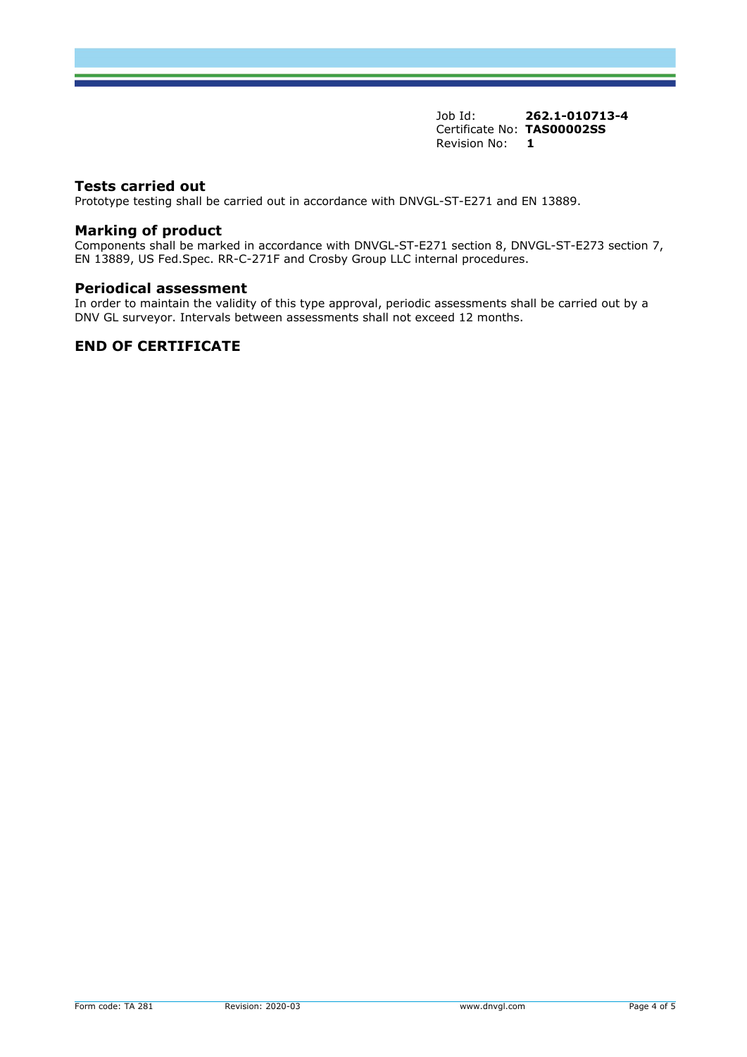Job Id: **262.1-010713-4**
Certificate No: **TAS00002SS**
Revision No: **1**

## Tests carried out

Prototype testing shall be carried out in accordance with DNVGL-ST-E271 and EN 13889.

## Marking of product

Components shall be marked in accordance with DNVGL-ST-E271 section 8, DNVGL-ST-E273 section 7, EN 13889, US Fed.Spec. RR-C-271F and Crosby Group LLC internal procedures.

## Periodical assessment

In order to maintain the validity of this type approval, periodic assessments shall be carried out by a DNV GL surveyor. Intervals between assessments shall not exceed 12 months.

## END OF CERTIFICATE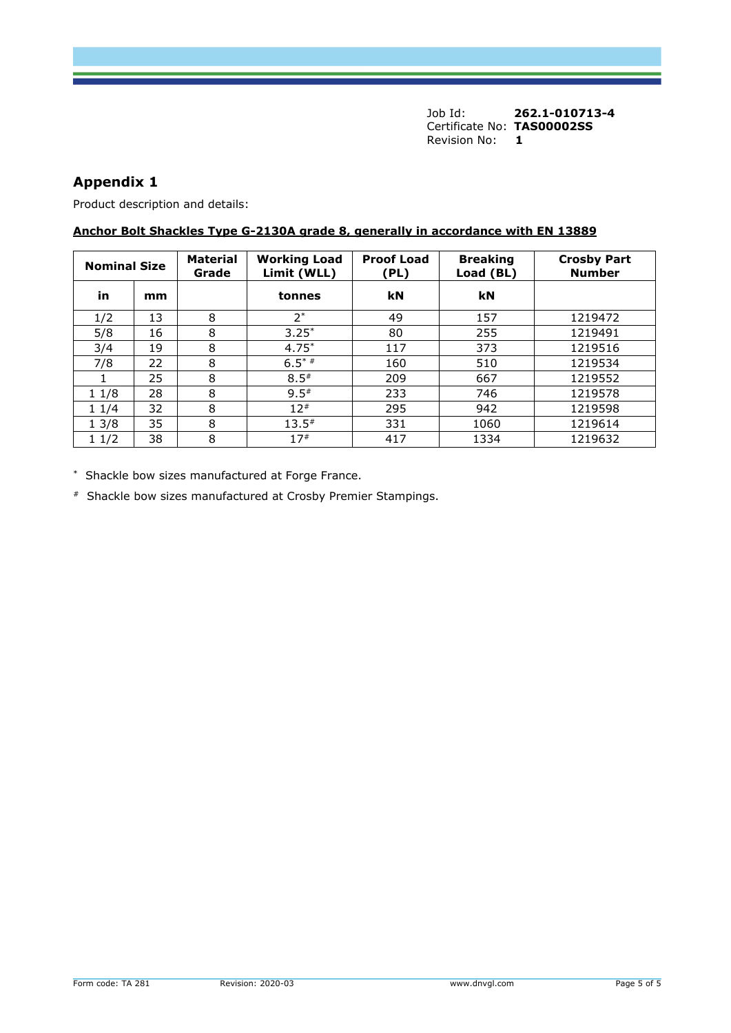Job Id: **262.1-010713-4**
Certificate No: **TAS00002SS**
Revision No: **1**

## Appendix 1

Product description and details:

**Anchor Bolt Shackles Type G-2130A grade 8, generally in accordance with EN 13889**

| Nominal Size | | Material Grade | Working Load Limit (WLL) | Proof Load (PL) | Breaking Load (BL) | Crosby Part Number |
|---|---|---|---|---|---|---|
| in | mm | | tonnes | kN | kN | |
| 1/2 | 13 | 8 | 2* | 49 | 157 | 1219472 |
| 5/8 | 16 | 8 | 3.25* | 80 | 255 | 1219491 |
| 3/4 | 19 | 8 | 4.75* | 117 | 373 | 1219516 |
| 7/8 | 22 | 8 | 6.5* # | 160 | 510 | 1219534 |
| 1 | 25 | 8 | 8.5# | 209 | 667 | 1219552 |
| 1 1/8 | 28 | 8 | 9.5# | 233 | 746 | 1219578 |
| 1 1/4 | 32 | 8 | 12# | 295 | 942 | 1219598 |
| 1 3/8 | 35 | 8 | 13.5# | 331 | 1060 | 1219614 |
| 1 1/2 | 38 | 8 | 17# | 417 | 1334 | 1219632 |

* Shackle bow sizes manufactured at Forge France.

# Shackle bow sizes manufactured at Crosby Premier Stampings.